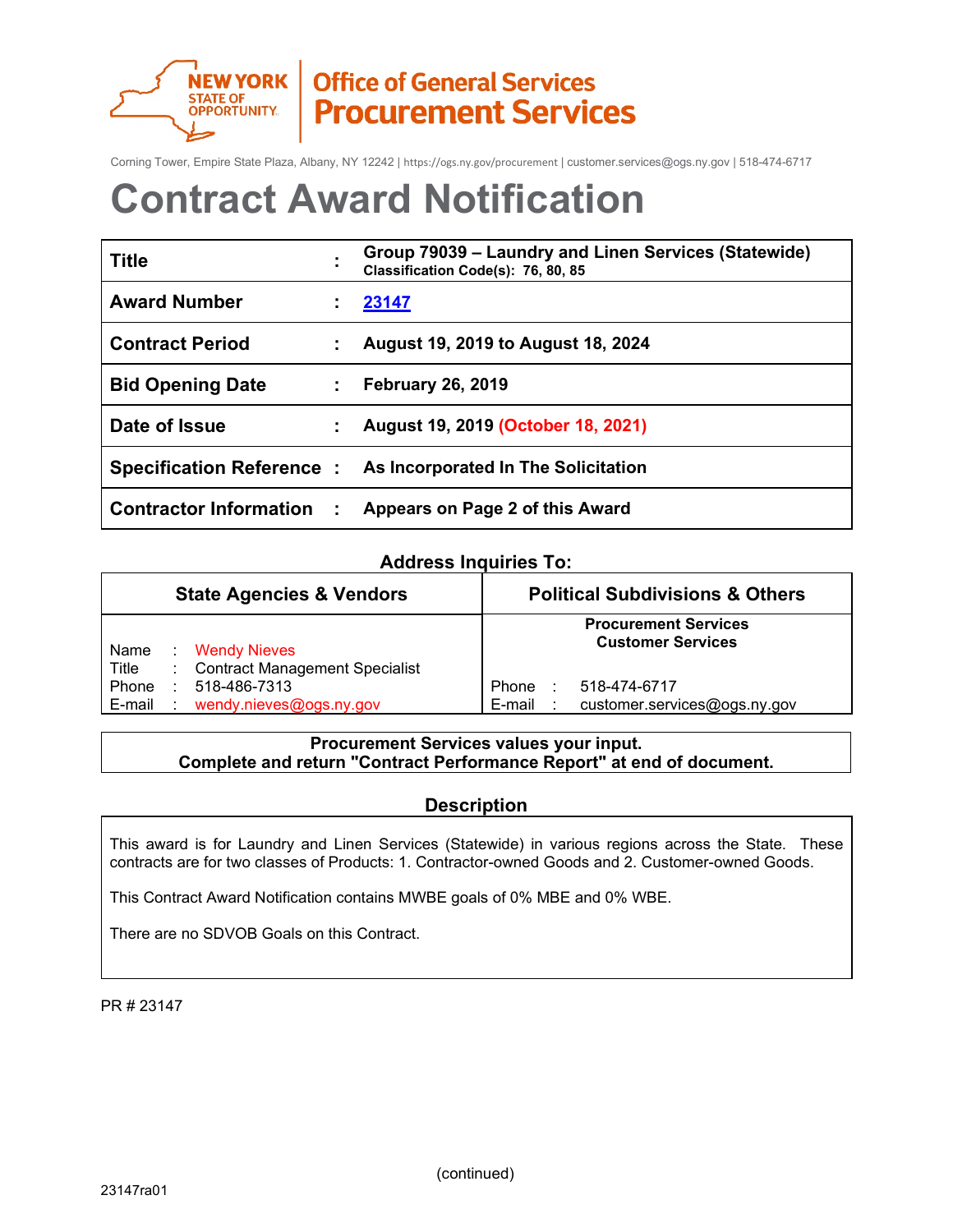NEW YORK STATE OF OPPORTUNITY | Office of General Services Procurement Services

Corning Tower, Empire State Plaza, Albany, NY 12242 | https://ogs.ny.gov/procurement | customer.services@ogs.ny.gov | 518-474-6717

# Contract Award Notification

| | | |
|---|---|---|
| **Title** | **:** | **Group 79039 – Laundry and Linen Services (Statewide)** **Classification Code(s): 76, 80, 85** |
| **Award Number** | **:** | **23147** |
| **Contract Period** | **:** | **August 19, 2019 to August 18, 2024** |
| **Bid Opening Date** | **:** | **February 26, 2019** |
| **Date of Issue** | **:** | **August 19, 2019 (October 18, 2021)** |
| **Specification Reference** | **:** | **As Incorporated In The Solicitation** |
| **Contractor Information** | **:** | **Appears on Page 2 of this Award** |

## Address Inquiries To:

| State Agencies & Vendors | Political Subdivisions & Others |
|---|---|
| Name : Wendy Nieves<br>Title : Contract Management Specialist<br>Phone : 518-486-7313<br>E-mail : wendy.nieves@ogs.ny.gov | **Procurement Services Customer Services**<br>Phone : 518-474-6717<br>E-mail : customer.services@ogs.ny.gov |

**Procurement Services values your input.**
**Complete and return "Contract Performance Report" at end of document.**

## Description

This award is for Laundry and Linen Services (Statewide) in various regions across the State. These contracts are for two classes of Products: 1. Contractor-owned Goods and 2. Customer-owned Goods.

This Contract Award Notification contains MWBE goals of 0% MBE and 0% WBE.

There are no SDVOB Goals on this Contract.

PR # 23147

(continued)

23147ra01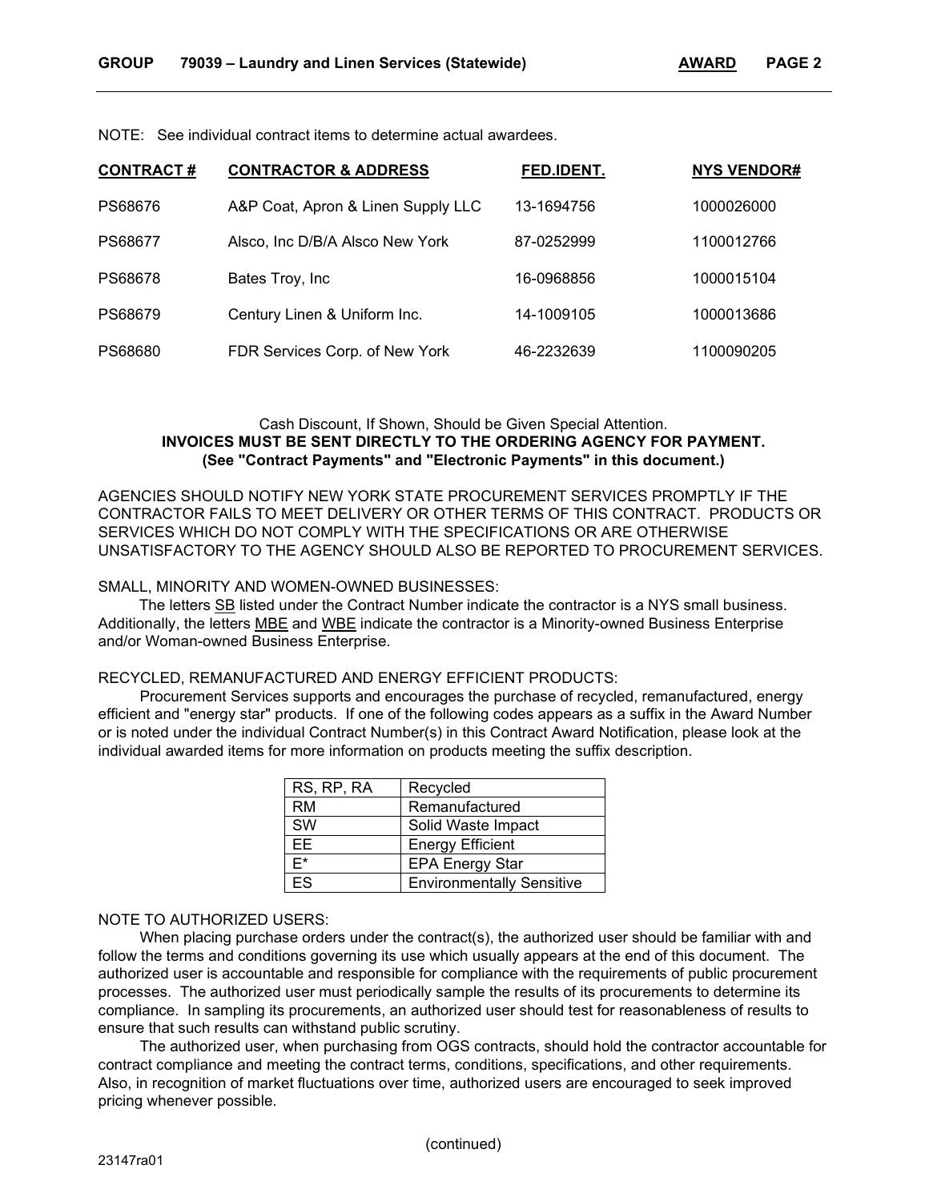NOTE: See individual contract items to determine actual awardees.

| CONTRACT # | CONTRACTOR & ADDRESS | FED.IDENT. | NYS VENDOR# |
|---|---|---|---|
| PS68676 | A&P Coat, Apron & Linen Supply LLC | 13-1694756 | 1000026000 |
| PS68677 | Alsco, Inc D/B/A Alsco New York | 87-0252999 | 1100012766 |
| PS68678 | Bates Troy, Inc | 16-0968856 | 1000015104 |
| PS68679 | Century Linen & Uniform Inc. | 14-1009105 | 1000013686 |
| PS68680 | FDR Services Corp. of New York | 46-2232639 | 1100090205 |

Cash Discount, If Shown, Should be Given Special Attention.

**INVOICES MUST BE SENT DIRECTLY TO THE ORDERING AGENCY FOR PAYMENT.**
**(See "Contract Payments" and "Electronic Payments" in this document.)**

AGENCIES SHOULD NOTIFY NEW YORK STATE PROCUREMENT SERVICES PROMPTLY IF THE CONTRACTOR FAILS TO MEET DELIVERY OR OTHER TERMS OF THIS CONTRACT. PRODUCTS OR SERVICES WHICH DO NOT COMPLY WITH THE SPECIFICATIONS OR ARE OTHERWISE UNSATISFACTORY TO THE AGENCY SHOULD ALSO BE REPORTED TO PROCUREMENT SERVICES.

SMALL, MINORITY AND WOMEN-OWNED BUSINESSES:

The letters SB listed under the Contract Number indicate the contractor is a NYS small business. Additionally, the letters MBE and WBE indicate the contractor is a Minority-owned Business Enterprise and/or Woman-owned Business Enterprise.

RECYCLED, REMANUFACTURED AND ENERGY EFFICIENT PRODUCTS:

Procurement Services supports and encourages the purchase of recycled, remanufactured, energy efficient and "energy star" products. If one of the following codes appears as a suffix in the Award Number or is noted under the individual Contract Number(s) in this Contract Award Notification, please look at the individual awarded items for more information on products meeting the suffix description.

| Code | Description |
|---|---|
| RS, RP, RA | Recycled |
| RM | Remanufactured |
| SW | Solid Waste Impact |
| EE | Energy Efficient |
| E* | EPA Energy Star |
| ES | Environmentally Sensitive |

NOTE TO AUTHORIZED USERS:

When placing purchase orders under the contract(s), the authorized user should be familiar with and follow the terms and conditions governing its use which usually appears at the end of this document. The authorized user is accountable and responsible for compliance with the requirements of public procurement processes. The authorized user must periodically sample the results of its procurements to determine its compliance. In sampling its procurements, an authorized user should test for reasonableness of results to ensure that such results can withstand public scrutiny.

The authorized user, when purchasing from OGS contracts, should hold the contractor accountable for contract compliance and meeting the contract terms, conditions, specifications, and other requirements. Also, in recognition of market fluctuations over time, authorized users are encouraged to seek improved pricing whenever possible.

(continued)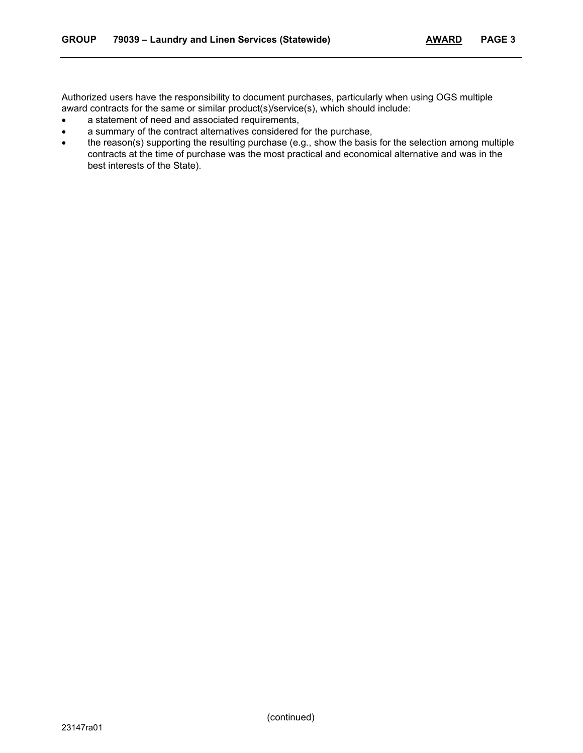Authorized users have the responsibility to document purchases, particularly when using OGS multiple award contracts for the same or similar product(s)/service(s), which should include:

- a statement of need and associated requirements,
- a summary of the contract alternatives considered for the purchase,
- the reason(s) supporting the resulting purchase (e.g., show the basis for the selection among multiple contracts at the time of purchase was the most practical and economical alternative and was in the best interests of the State).

(continued)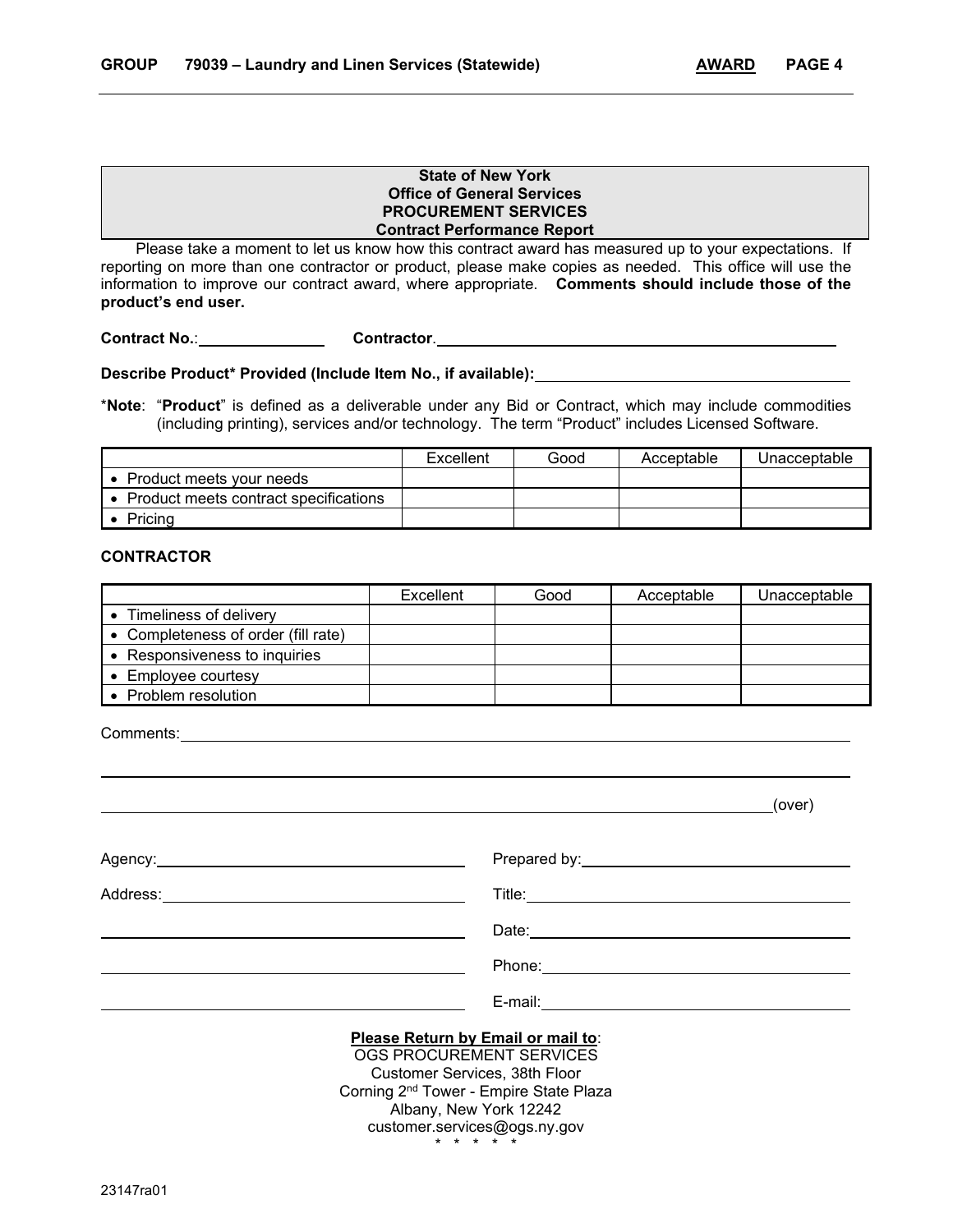**State of New York**
**Office of General Services**
**PROCUREMENT SERVICES**
**Contract Performance Report**

Please take a moment to let us know how this contract award has measured up to your expectations. If reporting on more than one contractor or product, please make copies as needed. This office will use the information to improve our contract award, where appropriate. **Comments should include those of the product's end user.**

**Contract No.**:\_\_\_\_\_\_\_\_\_\_\_\_\_\_ **Contractor**.\_\_\_\_\_\_\_\_\_\_\_\_\_\_\_\_\_\_\_\_\_\_\_\_\_\_\_\_\_\_\_\_\_\_\_\_\_\_\_\_\_\_\_\_

**Describe Product\* Provided (Include Item No., if available):**\_\_\_\_\_\_\_\_\_\_\_\_\_\_\_\_\_\_\_\_\_\_\_\_\_\_\_\_\_\_\_\_\_\_\_

\***Note**: "**Product**" is defined as a deliverable under any Bid or Contract, which may include commodities (including printing), services and/or technology. The term "Product" includes Licensed Software.

| | Excellent | Good | Acceptable | Unacceptable |
|---|---|---|---|---|
| • Product meets your needs | | | | |
| • Product meets contract specifications | | | | |
| • Pricing | | | | |

**CONTRACTOR**

| | Excellent | Good | Acceptable | Unacceptable |
|---|---|---|---|---|
| • Timeliness of delivery | | | | |
| • Completeness of order (fill rate) | | | | |
| • Responsiveness to inquiries | | | | |
| • Employee courtesy | | | | |
| • Problem resolution | | | | |

Comments:\_\_\_\_\_\_\_\_\_\_\_\_\_\_\_\_\_\_\_\_\_\_\_\_\_\_\_\_\_\_\_\_\_\_\_\_\_\_\_\_\_\_\_\_\_\_\_\_\_\_\_\_\_\_\_\_\_\_\_\_\_\_\_\_\_\_\_\_\_\_\_\_\_\_\_\_

\_\_\_\_\_\_\_\_\_\_\_\_\_\_\_\_\_\_\_\_\_\_\_\_\_\_\_\_\_\_\_\_\_\_\_\_\_\_\_\_\_\_\_\_\_\_\_\_\_\_\_\_\_\_\_\_\_\_\_\_\_\_\_\_\_\_\_\_\_\_\_\_\_\_\_\_\_\_\_\_\_\_\_\_\_\_

\_\_\_\_\_\_\_\_\_\_\_\_\_\_\_\_\_\_\_\_\_\_\_\_\_\_\_\_\_\_\_\_\_\_\_\_\_\_\_\_\_\_\_\_\_\_\_\_\_\_\_\_\_\_\_\_\_\_\_\_\_\_\_\_\_\_\_\_\_\_\_\_\_\_\_\_\_\_\_\_\_(over)

Agency:\_\_\_\_\_\_\_\_\_\_\_\_\_\_\_\_\_\_\_\_\_\_\_\_\_\_\_\_\_\_\_\_\_\_

Address:\_\_\_\_\_\_\_\_\_\_\_\_\_\_\_\_\_\_\_\_\_\_\_\_\_\_\_\_\_\_\_\_\_

\_\_\_\_\_\_\_\_\_\_\_\_\_\_\_\_\_\_\_\_\_\_\_\_\_\_\_\_\_\_\_\_\_\_\_\_\_\_\_\_\_

\_\_\_\_\_\_\_\_\_\_\_\_\_\_\_\_\_\_\_\_\_\_\_\_\_\_\_\_\_\_\_\_\_\_\_\_\_\_\_\_\_

\_\_\_\_\_\_\_\_\_\_\_\_\_\_\_\_\_\_\_\_\_\_\_\_\_\_\_\_\_\_\_\_\_\_\_\_\_\_\_\_\_

Prepared by:\_\_\_\_\_\_\_\_\_\_\_\_\_\_\_\_\_\_\_\_\_\_\_\_\_\_\_\_\_\_\_

Title:\_\_\_\_\_\_\_\_\_\_\_\_\_\_\_\_\_\_\_\_\_\_\_\_\_\_\_\_\_\_\_\_\_\_\_\_\_

Date:\_\_\_\_\_\_\_\_\_\_\_\_\_\_\_\_\_\_\_\_\_\_\_\_\_\_\_\_\_\_\_\_\_\_\_\_\_

Phone:\_\_\_\_\_\_\_\_\_\_\_\_\_\_\_\_\_\_\_\_\_\_\_\_\_\_\_\_\_\_\_\_\_\_\_

E-mail:\_\_\_\_\_\_\_\_\_\_\_\_\_\_\_\_\_\_\_\_\_\_\_\_\_\_\_\_\_\_\_\_\_\_

**Please Return by Email or mail to**:
OGS PROCUREMENT SERVICES
Customer Services, 38th Floor
Corning 2nd Tower - Empire State Plaza
Albany, New York 12242
customer.services@ogs.ny.gov

\* \* \* \* \*

23147ra01